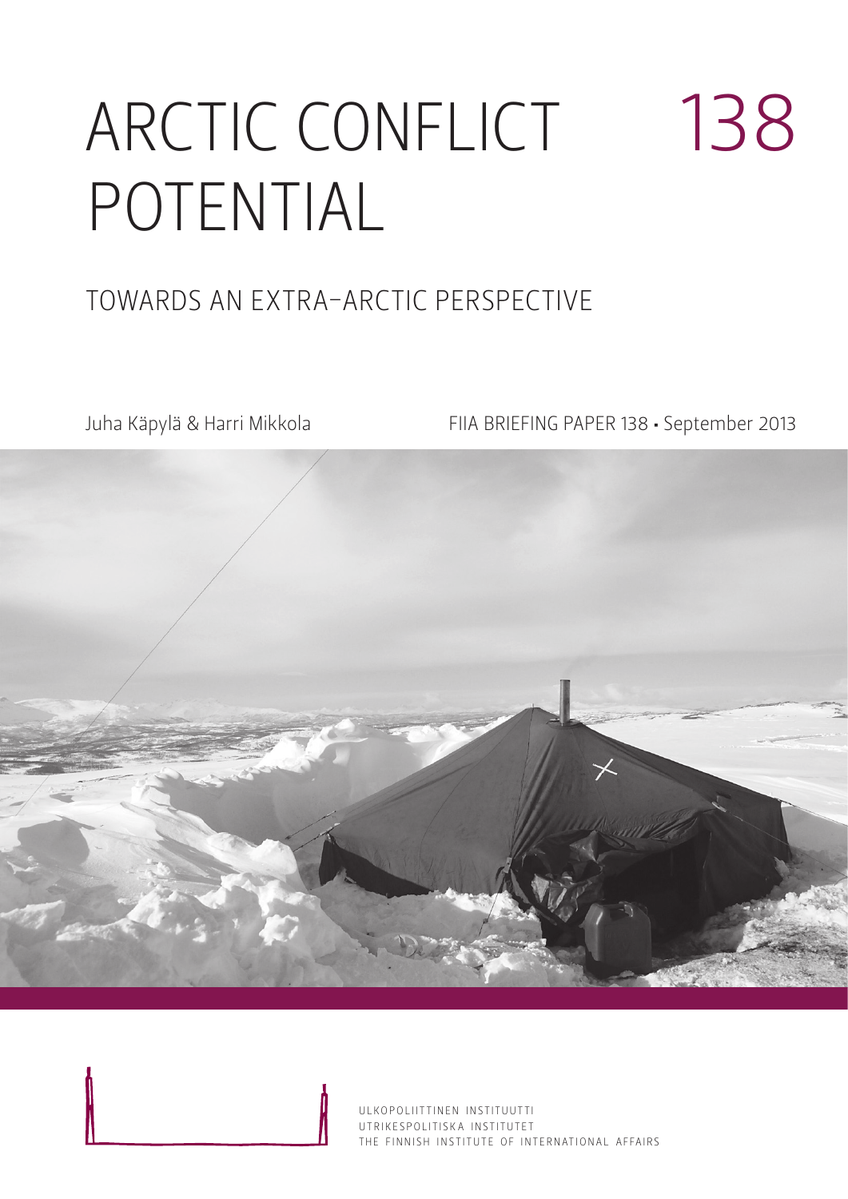# ARCTIC CONFLICT POTENTIAL

138

## TOWARDS AN EXTRA-ARCTIC PERSPECTIVE

Juha Käpylä & Harri Mikkola

FIIA BRIEFING PAPER 138 • September 2013

ULKOPOLIITTINEN INSTITUUTTI
UTRIKESPOLITISKA INSTITUTET
THE FINNISH INSTITUTE OF INTERNATIONAL AFFAIRS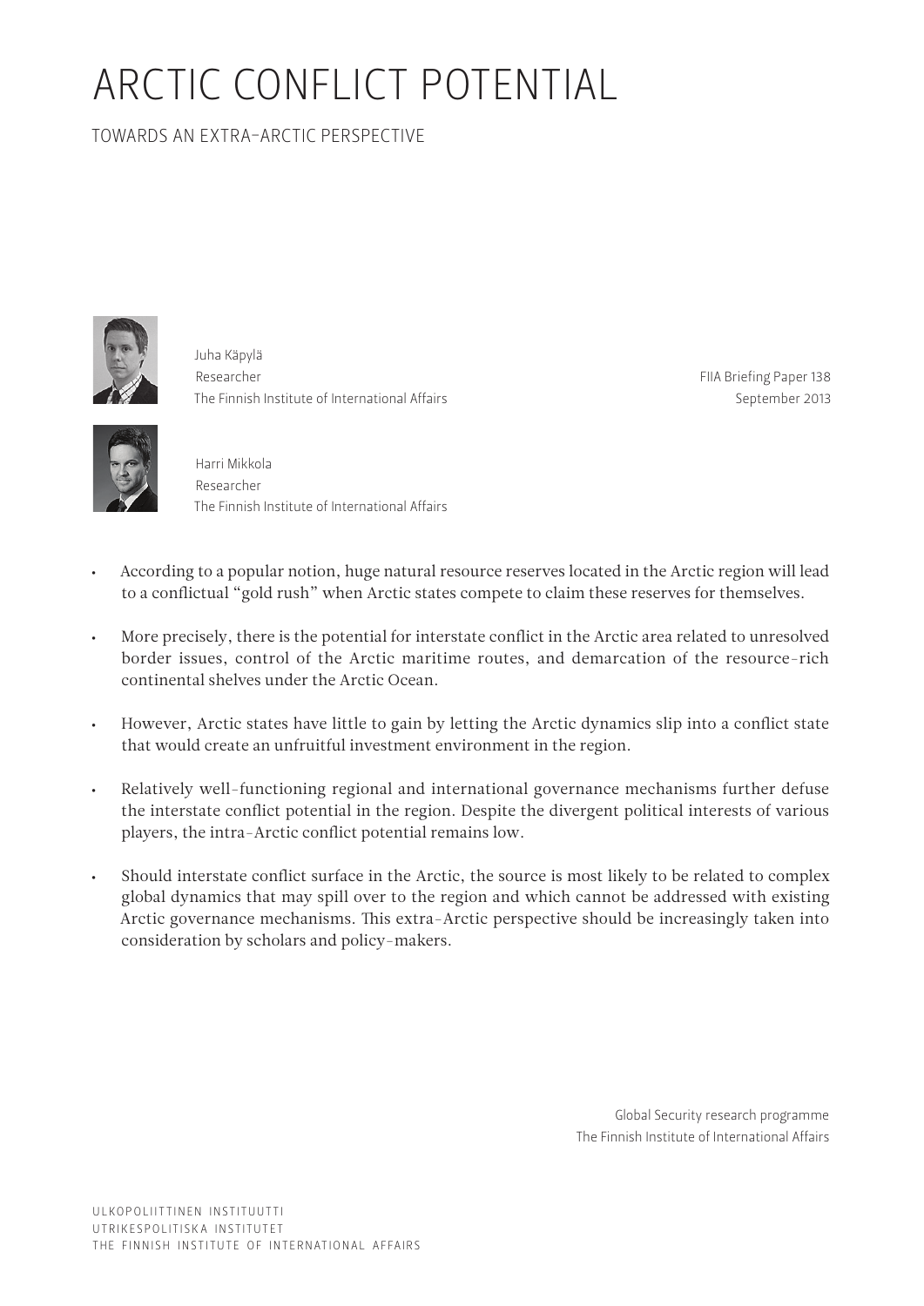# ARCTIC CONFLICT POTENTIAL

TOWARDS AN EXTRA-ARCTIC PERSPECTIVE

Juha Käpylä
Researcher
The Finnish Institute of International Affairs

Harri Mikkola
Researcher
The Finnish Institute of International Affairs

FIIA Briefing Paper 138
September 2013

- According to a popular notion, huge natural resource reserves located in the Arctic region will lead to a conflictual "gold rush" when Arctic states compete to claim these reserves for themselves.
- More precisely, there is the potential for interstate conflict in the Arctic area related to unresolved border issues, control of the Arctic maritime routes, and demarcation of the resource-rich continental shelves under the Arctic Ocean.
- However, Arctic states have little to gain by letting the Arctic dynamics slip into a conflict state that would create an unfruitful investment environment in the region.
- Relatively well-functioning regional and international governance mechanisms further defuse the interstate conflict potential in the region. Despite the divergent political interests of various players, the intra-Arctic conflict potential remains low.
- Should interstate conflict surface in the Arctic, the source is most likely to be related to complex global dynamics that may spill over to the region and which cannot be addressed with existing Arctic governance mechanisms. This extra-Arctic perspective should be increasingly taken into consideration by scholars and policy-makers.

Global Security research programme
The Finnish Institute of International Affairs

ULKOPOLIITTINEN INSTITUUTTI
UTRIKESPOLITISKA INSTITUTET
THE FINNISH INSTITUTE OF INTERNATIONAL AFFAIRS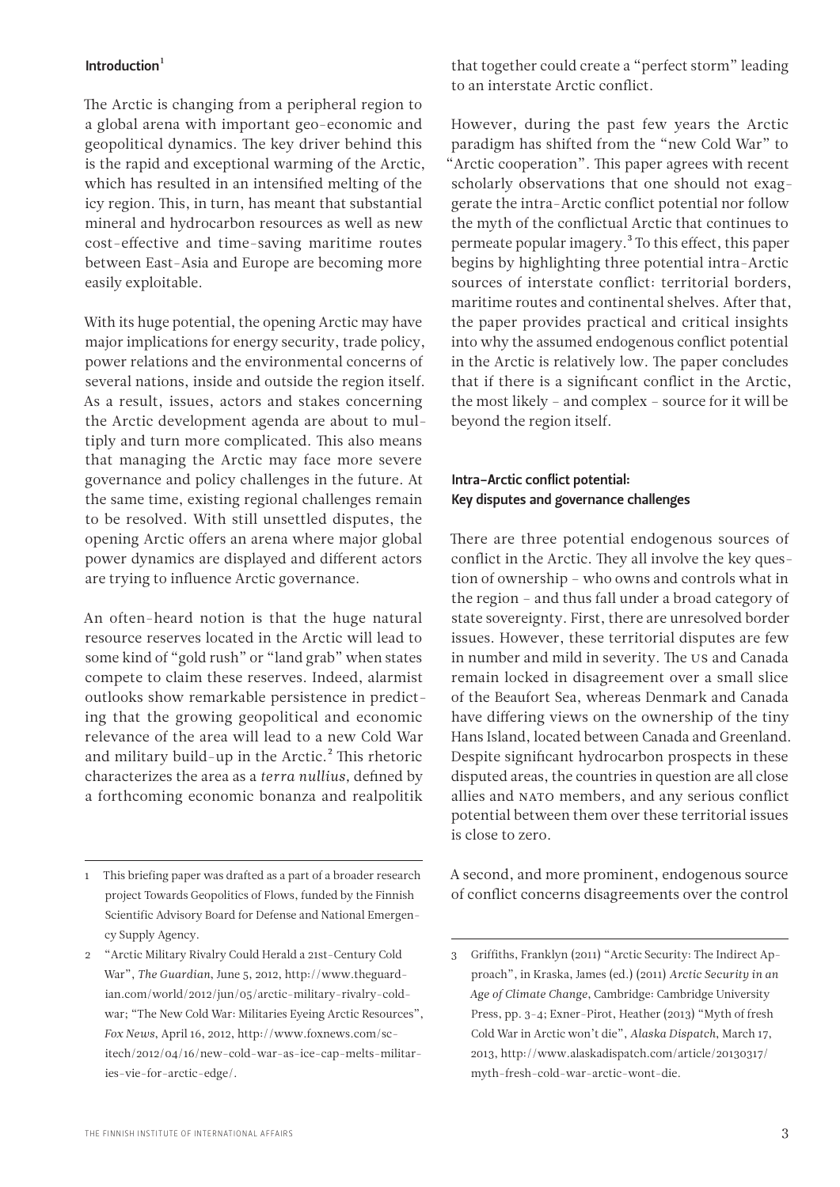## Introduction[1]

The Arctic is changing from a peripheral region to a global arena with important geo-economic and geopolitical dynamics. The key driver behind this is the rapid and exceptional warming of the Arctic, which has resulted in an intensified melting of the icy region. This, in turn, has meant that substantial mineral and hydrocarbon resources as well as new cost-effective and time-saving maritime routes between East-Asia and Europe are becoming more easily exploitable.

With its huge potential, the opening Arctic may have major implications for energy security, trade policy, power relations and the environmental concerns of several nations, inside and outside the region itself. As a result, issues, actors and stakes concerning the Arctic development agenda are about to multiply and turn more complicated. This also means that managing the Arctic may face more severe governance and policy challenges in the future. At the same time, existing regional challenges remain to be resolved. With still unsettled disputes, the opening Arctic offers an arena where major global power dynamics are displayed and different actors are trying to influence Arctic governance.

An often-heard notion is that the huge natural resource reserves located in the Arctic will lead to some kind of "gold rush" or "land grab" when states compete to claim these reserves. Indeed, alarmist outlooks show remarkable persistence in predicting that the growing geopolitical and economic relevance of the area will lead to a new Cold War and military build-up in the Arctic.[2] This rhetoric characterizes the area as a *terra nullius,* defined by a forthcoming economic bonanza and realpolitik that together could create a "perfect storm" leading to an interstate Arctic conflict.

However, during the past few years the Arctic paradigm has shifted from the "new Cold War" to "Arctic cooperation". This paper agrees with recent scholarly observations that one should not exaggerate the intra-Arctic conflict potential nor follow the myth of the conflictual Arctic that continues to permeate popular imagery.[3] To this effect, this paper begins by highlighting three potential intra-Arctic sources of interstate conflict: territorial borders, maritime routes and continental shelves. After that, the paper provides practical and critical insights into why the assumed endogenous conflict potential in the Arctic is relatively low. The paper concludes that if there is a significant conflict in the Arctic, the most likely – and complex – source for it will be beyond the region itself.

## Intra-Arctic conflict potential: Key disputes and governance challenges

There are three potential endogenous sources of conflict in the Arctic. They all involve the key question of ownership – who owns and controls what in the region – and thus fall under a broad category of state sovereignty. First, there are unresolved border issues. However, these territorial disputes are few in number and mild in severity. The US and Canada remain locked in disagreement over a small slice of the Beaufort Sea, whereas Denmark and Canada have differing views on the ownership of the tiny Hans Island, located between Canada and Greenland. Despite significant hydrocarbon prospects in these disputed areas, the countries in question are all close allies and NATO members, and any serious conflict potential between them over these territorial issues is close to zero.

A second, and more prominent, endogenous source of conflict concerns disagreements over the control

---

1 This briefing paper was drafted as a part of a broader research project Towards Geopolitics of Flows, funded by the Finnish Scientific Advisory Board for Defense and National Emergency Supply Agency.

2 "Arctic Military Rivalry Could Herald a 21st-Century Cold War", *The Guardian*, June 5, 2012, http://www.theguardian.com/world/2012/jun/05/arctic-military-rivalry-cold-war; "The New Cold War: Militaries Eyeing Arctic Resources", *Fox News*, April 16, 2012, http://www.foxnews.com/scitech/2012/04/16/new-cold-war-as-ice-cap-melts-militaries-vie-for-arctic-edge/.

3 Griffiths, Franklyn (2011) "Arctic Security: The Indirect Approach", in Kraska, James (ed.) (2011) *Arctic Security in an Age of Climate Change*, Cambridge: Cambridge University Press, pp. 3–4; Exner-Pirot, Heather (2013) "Myth of fresh Cold War in Arctic won't die", *Alaska Dispatch*, March 17, 2013, http://www.alaskadispatch.com/article/20130317/myth-fresh-cold-war-arctic-wont-die.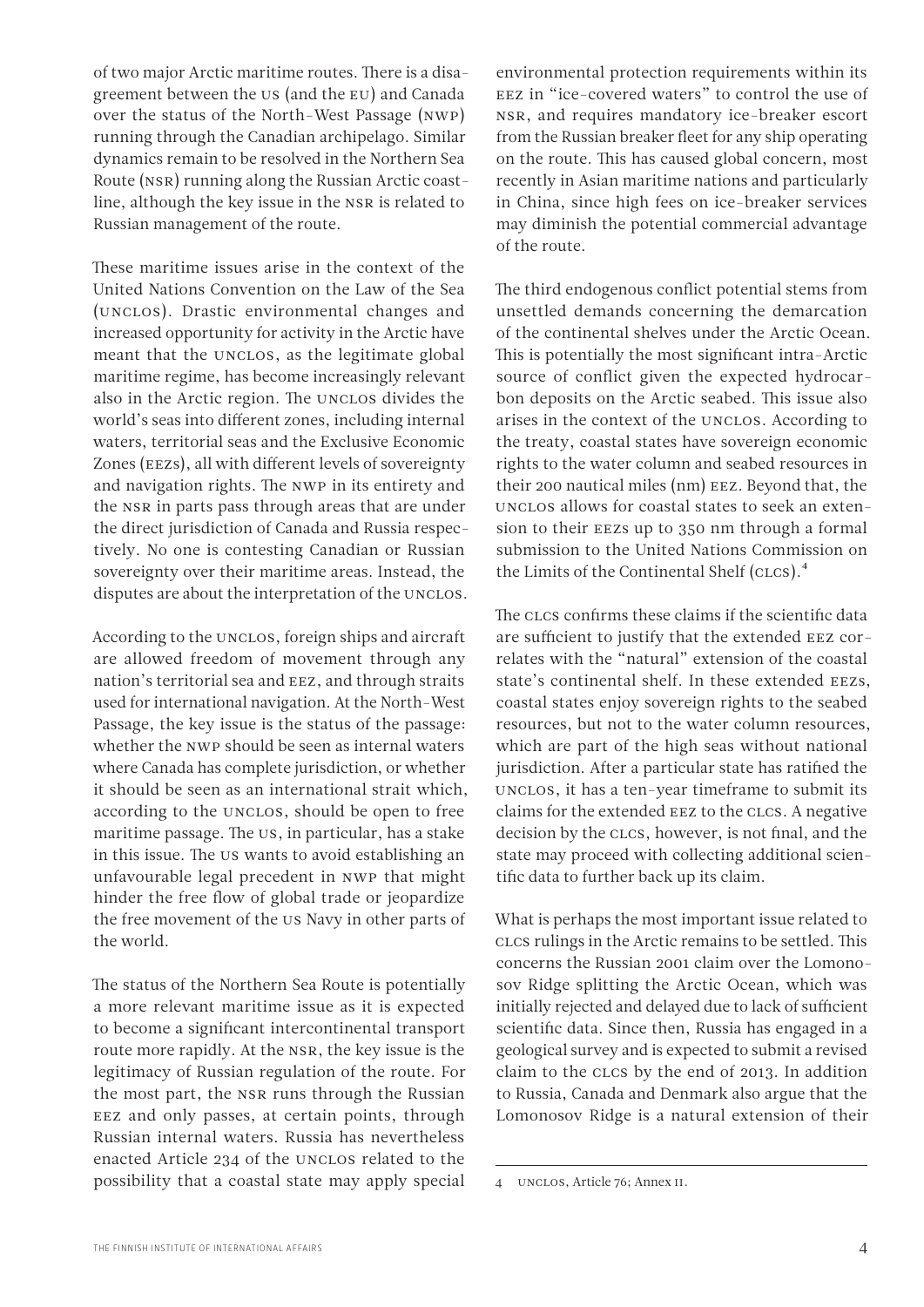of two major Arctic maritime routes. There is a disagreement between the US (and the EU) and Canada over the status of the North-West Passage (NWP) running through the Canadian archipelago. Similar dynamics remain to be resolved in the Northern Sea Route (NSR) running along the Russian Arctic coastline, although the key issue in the NSR is related to Russian management of the route.

These maritime issues arise in the context of the United Nations Convention on the Law of the Sea (UNCLOS). Drastic environmental changes and increased opportunity for activity in the Arctic have meant that the UNCLOS, as the legitimate global maritime regime, has become increasingly relevant also in the Arctic region. The UNCLOS divides the world's seas into different zones, including internal waters, territorial seas and the Exclusive Economic Zones (EEZs), all with different levels of sovereignty and navigation rights. The NWP in its entirety and the NSR in parts pass through areas that are under the direct jurisdiction of Canada and Russia respectively. No one is contesting Canadian or Russian sovereignty over their maritime areas. Instead, the disputes are about the interpretation of the UNCLOS.

According to the UNCLOS, foreign ships and aircraft are allowed freedom of movement through any nation's territorial sea and EEZ, and through straits used for international navigation. At the North-West Passage, the key issue is the status of the passage: whether the NWP should be seen as internal waters where Canada has complete jurisdiction, or whether it should be seen as an international strait which, according to the UNCLOS, should be open to free maritime passage. The US, in particular, has a stake in this issue. The US wants to avoid establishing an unfavourable legal precedent in NWP that might hinder the free flow of global trade or jeopardize the free movement of the US Navy in other parts of the world.

The status of the Northern Sea Route is potentially a more relevant maritime issue as it is expected to become a significant intercontinental transport route more rapidly. At the NSR, the key issue is the legitimacy of Russian regulation of the route. For the most part, the NSR runs through the Russian EEZ and only passes, at certain points, through Russian internal waters. Russia has nevertheless enacted Article 234 of the UNCLOS related to the possibility that a coastal state may apply special environmental protection requirements within its EEZ in "ice-covered waters" to control the use of NSR, and requires mandatory ice-breaker escort from the Russian breaker fleet for any ship operating on the route. This has caused global concern, most recently in Asian maritime nations and particularly in China, since high fees on ice-breaker services may diminish the potential commercial advantage of the route.

The third endogenous conflict potential stems from unsettled demands concerning the demarcation of the continental shelves under the Arctic Ocean. This is potentially the most significant intra-Arctic source of conflict given the expected hydrocarbon deposits on the Arctic seabed. This issue also arises in the context of the UNCLOS. According to the treaty, coastal states have sovereign economic rights to the water column and seabed resources in their 200 nautical miles (nm) EEZ. Beyond that, the UNCLOS allows for coastal states to seek an extension to their EEZs up to 350 nm through a formal submission to the United Nations Commission on the Limits of the Continental Shelf (CLCS).[4]

The CLCS confirms these claims if the scientific data are sufficient to justify that the extended EEZ correlates with the "natural" extension of the coastal state's continental shelf. In these extended EEZs, coastal states enjoy sovereign rights to the seabed resources, but not to the water column resources, which are part of the high seas without national jurisdiction. After a particular state has ratified the UNCLOS, it has a ten-year timeframe to submit its claims for the extended EEZ to the CLCS. A negative decision by the CLCS, however, is not final, and the state may proceed with collecting additional scientific data to further back up its claim.

What is perhaps the most important issue related to CLCS rulings in the Arctic remains to be settled. This concerns the Russian 2001 claim over the Lomonosov Ridge splitting the Arctic Ocean, which was initially rejected and delayed due to lack of sufficient scientific data. Since then, Russia has engaged in a geological survey and is expected to submit a revised claim to the CLCS by the end of 2013. In addition to Russia, Canada and Denmark also argue that the Lomonosov Ridge is a natural extension of their

---

4 UNCLOS, Article 76; Annex II.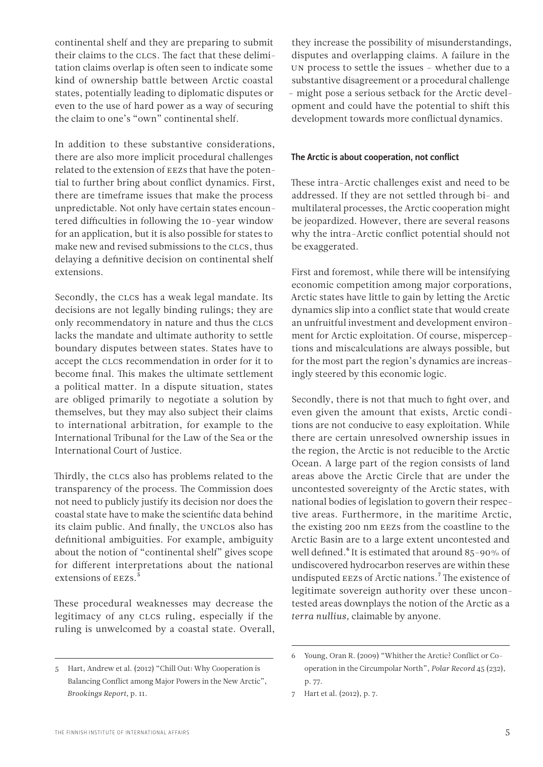continental shelf and they are preparing to submit their claims to the CLCS. The fact that these delimitation claims overlap is often seen to indicate some kind of ownership battle between Arctic coastal states, potentially leading to diplomatic disputes or even to the use of hard power as a way of securing the claim to one's "own" continental shelf.

In addition to these substantive considerations, there are also more implicit procedural challenges related to the extension of EEZs that have the potential to further bring about conflict dynamics. First, there are timeframe issues that make the process unpredictable. Not only have certain states encountered difficulties in following the 10-year window for an application, but it is also possible for states to make new and revised submissions to the CLCS, thus delaying a definitive decision on continental shelf extensions.

Secondly, the CLCS has a weak legal mandate. Its decisions are not legally binding rulings; they are only recommendatory in nature and thus the CLCS lacks the mandate and ultimate authority to settle boundary disputes between states. States have to accept the CLCS recommendation in order for it to become final. This makes the ultimate settlement a political matter. In a dispute situation, states are obliged primarily to negotiate a solution by themselves, but they may also subject their claims to international arbitration, for example to the International Tribunal for the Law of the Sea or the International Court of Justice.

Thirdly, the CLCS also has problems related to the transparency of the process. The Commission does not need to publicly justify its decision nor does the coastal state have to make the scientific data behind its claim public. And finally, the UNCLOS also has definitional ambiguities. For example, ambiguity about the notion of "continental shelf" gives scope for different interpretations about the national extensions of EEZs.[5]

These procedural weaknesses may decrease the legitimacy of any CLCS ruling, especially if the ruling is unwelcomed by a coastal state. Overall, they increase the possibility of misunderstandings, disputes and overlapping claims. A failure in the UN process to settle the issues – whether due to a substantive disagreement or a procedural challenge – might pose a serious setback for the Arctic development and could have the potential to shift this development towards more conflictual dynamics.

### The Arctic is about cooperation, not conflict

These intra-Arctic challenges exist and need to be addressed. If they are not settled through bi- and multilateral processes, the Arctic cooperation might be jeopardized. However, there are several reasons why the intra-Arctic conflict potential should not be exaggerated.

First and foremost, while there will be intensifying economic competition among major corporations, Arctic states have little to gain by letting the Arctic dynamics slip into a conflict state that would create an unfruitful investment and development environment for Arctic exploitation. Of course, misperceptions and miscalculations are always possible, but for the most part the region's dynamics are increasingly steered by this economic logic.

Secondly, there is not that much to fight over, and even given the amount that exists, Arctic conditions are not conducive to easy exploitation. While there are certain unresolved ownership issues in the region, the Arctic is not reducible to the Arctic Ocean. A large part of the region consists of land areas above the Arctic Circle that are under the uncontested sovereignty of the Arctic states, with national bodies of legislation to govern their respective areas. Furthermore, in the maritime Arctic, the existing 200 nm EEZs from the coastline to the Arctic Basin are to a large extent uncontested and well defined.[6] It is estimated that around 85–90% of undiscovered hydrocarbon reserves are within these undisputed EEZs of Arctic nations.[7] The existence of legitimate sovereign authority over these uncontested areas downplays the notion of the Arctic as a *terra nullius,* claimable by anyone.

---

5 Hart, Andrew et al. (2012) "Chill Out: Why Cooperation is Balancing Conflict among Major Powers in the New Arctic", *Brookings Report*, p. 11.

6 Young, Oran R. (2009) "Whither the Arctic? Conflict or Cooperation in the Circumpolar North", *Polar Record* 45 (232), p. 77.

7 Hart et al. (2012), p. 7.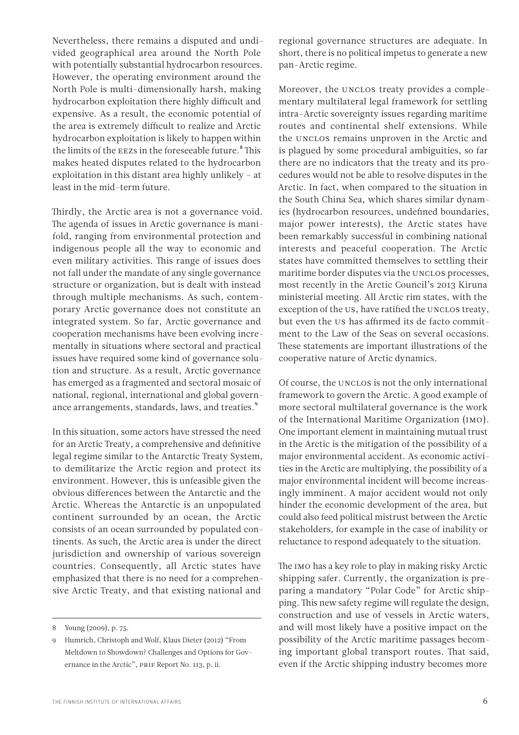Nevertheless, there remains a disputed and undivided geographical area around the North Pole with potentially substantial hydrocarbon resources. However, the operating environment around the North Pole is multi-dimensionally harsh, making hydrocarbon exploitation there highly difficult and expensive. As a result, the economic potential of the area is extremely difficult to realize and Arctic hydrocarbon exploitation is likely to happen within the limits of the EEZs in the foreseeable future.[8] This makes heated disputes related to the hydrocarbon exploitation in this distant area highly unlikely – at least in the mid-term future.

Thirdly, the Arctic area is not a governance void. The agenda of issues in Arctic governance is manifold, ranging from environmental protection and indigenous people all the way to economic and even military activities. This range of issues does not fall under the mandate of any single governance structure or organization, but is dealt with instead through multiple mechanisms. As such, contemporary Arctic governance does not constitute an integrated system. So far, Arctic governance and cooperation mechanisms have been evolving incrementally in situations where sectoral and practical issues have required some kind of governance solution and structure. As a result, Arctic governance has emerged as a fragmented and sectoral mosaic of national, regional, international and global governance arrangements, standards, laws, and treaties.[9]

In this situation, some actors have stressed the need for an Arctic Treaty, a comprehensive and definitive legal regime similar to the Antarctic Treaty System, to demilitarize the Arctic region and protect its environment. However, this is unfeasible given the obvious differences between the Antarctic and the Arctic. Whereas the Antarctic is an unpopulated continent surrounded by an ocean, the Arctic consists of an ocean surrounded by populated continents. As such, the Arctic area is under the direct jurisdiction and ownership of various sovereign countries. Consequently, all Arctic states have emphasized that there is no need for a comprehensive Arctic Treaty, and that existing national and regional governance structures are adequate. In short, there is no political impetus to generate a new pan-Arctic regime.

Moreover, the UNCLOS treaty provides a complementary multilateral legal framework for settling intra-Arctic sovereignty issues regarding maritime routes and continental shelf extensions. While the UNCLOS remains unproven in the Arctic and is plagued by some procedural ambiguities, so far there are no indicators that the treaty and its procedures would not be able to resolve disputes in the Arctic. In fact, when compared to the situation in the South China Sea, which shares similar dynamics (hydrocarbon resources, undefined boundaries, major power interests), the Arctic states have been remarkably successful in combining national interests and peaceful cooperation. The Arctic states have committed themselves to settling their maritime border disputes via the UNCLOS processes, most recently in the Arctic Council's 2013 Kiruna ministerial meeting. All Arctic rim states, with the exception of the US, have ratified the UNCLOS treaty, but even the US has affirmed its de facto commitment to the Law of the Seas on several occasions. These statements are important illustrations of the cooperative nature of Arctic dynamics.

Of course, the UNCLOS is not the only international framework to govern the Arctic. A good example of more sectoral multilateral governance is the work of the International Maritime Organization (IMO). One important element in maintaining mutual trust in the Arctic is the mitigation of the possibility of a major environmental accident. As economic activities in the Arctic are multiplying, the possibility of a major environmental incident will become increasingly imminent. A major accident would not only hinder the economic development of the area, but could also feed political mistrust between the Arctic stakeholders, for example in the case of inability or reluctance to respond adequately to the situation.

The IMO has a key role to play in making risky Arctic shipping safer. Currently, the organization is preparing a mandatory "Polar Code" for Arctic shipping. This new safety regime will regulate the design, construction and use of vessels in Arctic waters, and will most likely have a positive impact on the possibility of the Arctic maritime passages becoming important global transport routes. That said, even if the Arctic shipping industry becomes more

---

8 Young (2009), p. 75.

9 Humrich, Christoph and Wolf, Klaus Dieter (2012) "From Meltdown to Showdown? Challenges and Options for Governance in the Arctic", PRIF Report No. 113, p. ii.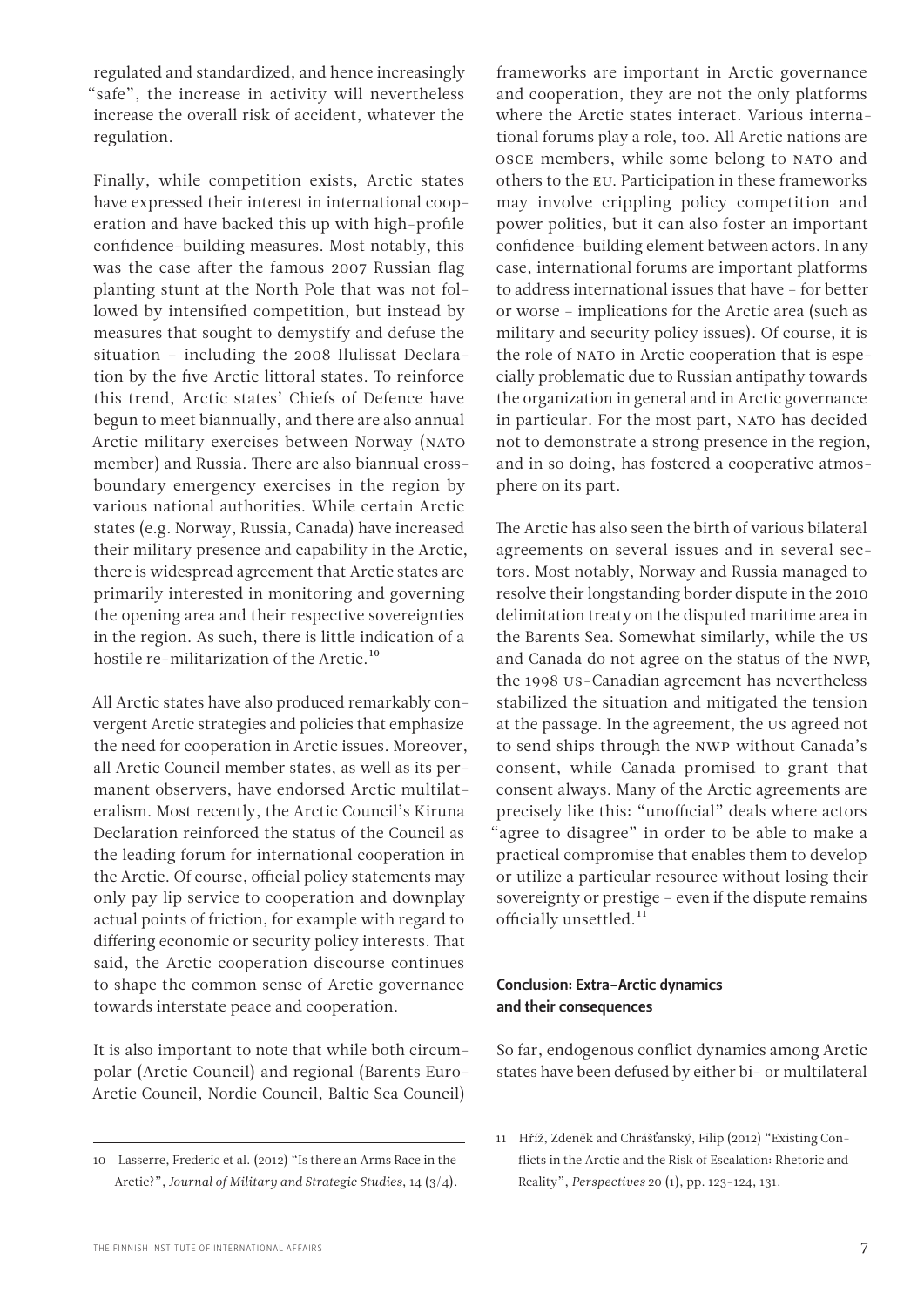regulated and standardized, and hence increasingly "safe", the increase in activity will nevertheless increase the overall risk of accident, whatever the regulation.

Finally, while competition exists, Arctic states have expressed their interest in international cooperation and have backed this up with high-profile confidence-building measures. Most notably, this was the case after the famous 2007 Russian flag planting stunt at the North Pole that was not followed by intensified competition, but instead by measures that sought to demystify and defuse the situation – including the 2008 Ilulissat Declaration by the five Arctic littoral states. To reinforce this trend, Arctic states' Chiefs of Defence have begun to meet biannually, and there are also annual Arctic military exercises between Norway (NATO member) and Russia. There are also biannual cross-boundary emergency exercises in the region by various national authorities. While certain Arctic states (e.g. Norway, Russia, Canada) have increased their military presence and capability in the Arctic, there is widespread agreement that Arctic states are primarily interested in monitoring and governing the opening area and their respective sovereignties in the region. As such, there is little indication of a hostile re-militarization of the Arctic.[10]

All Arctic states have also produced remarkably convergent Arctic strategies and policies that emphasize the need for cooperation in Arctic issues. Moreover, all Arctic Council member states, as well as its permanent observers, have endorsed Arctic multilateralism. Most recently, the Arctic Council's Kiruna Declaration reinforced the status of the Council as the leading forum for international cooperation in the Arctic. Of course, official policy statements may only pay lip service to cooperation and downplay actual points of friction, for example with regard to differing economic or security policy interests. That said, the Arctic cooperation discourse continues to shape the common sense of Arctic governance towards interstate peace and cooperation.

It is also important to note that while both circumpolar (Arctic Council) and regional (Barents Euro-Arctic Council, Nordic Council, Baltic Sea Council) frameworks are important in Arctic governance and cooperation, they are not the only platforms where the Arctic states interact. Various international forums play a role, too. All Arctic nations are OSCE members, while some belong to NATO and others to the EU. Participation in these frameworks may involve crippling policy competition and power politics, but it can also foster an important confidence-building element between actors. In any case, international forums are important platforms to address international issues that have – for better or worse – implications for the Arctic area (such as military and security policy issues). Of course, it is the role of NATO in Arctic cooperation that is especially problematic due to Russian antipathy towards the organization in general and in Arctic governance in particular. For the most part, NATO has decided not to demonstrate a strong presence in the region, and in so doing, has fostered a cooperative atmosphere on its part.

The Arctic has also seen the birth of various bilateral agreements on several issues and in several sectors. Most notably, Norway and Russia managed to resolve their longstanding border dispute in the 2010 delimitation treaty on the disputed maritime area in the Barents Sea. Somewhat similarly, while the US and Canada do not agree on the status of the NWP, the 1998 US-Canadian agreement has nevertheless stabilized the situation and mitigated the tension at the passage. In the agreement, the US agreed not to send ships through the NWP without Canada's consent, while Canada promised to grant that consent always. Many of the Arctic agreements are precisely like this: "unofficial" deals where actors "agree to disagree" in order to be able to make a practical compromise that enables them to develop or utilize a particular resource without losing their sovereignty or prestige – even if the dispute remains officially unsettled.[11]

## Conclusion: Extra-Arctic dynamics and their consequences

So far, endogenous conflict dynamics among Arctic states have been defused by either bi- or multilateral

---

10 Lasserre, Frederic et al. (2012) "Is there an Arms Race in the Arctic?", *Journal of Military and Strategic Studies*, 14 (3/4).

11 Hříž, Zdeněk and Chrášťanský, Filip (2012) "Existing Conflicts in the Arctic and the Risk of Escalation: Rhetoric and Reality", *Perspectives* 20 (1), pp. 123–124, 131.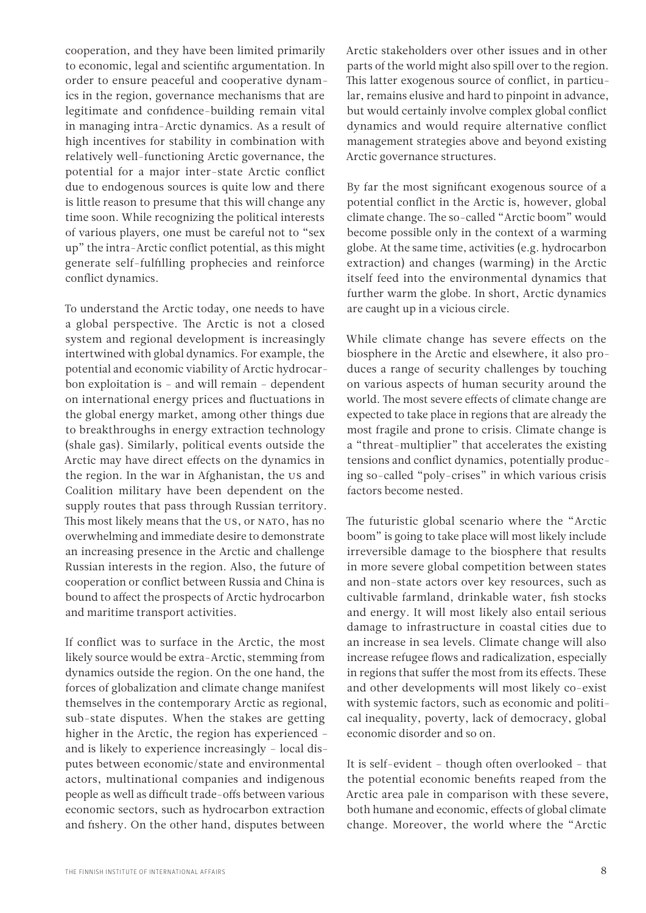cooperation, and they have been limited primarily to economic, legal and scientific argumentation. In order to ensure peaceful and cooperative dynamics in the region, governance mechanisms that are legitimate and confidence-building remain vital in managing intra-Arctic dynamics. As a result of high incentives for stability in combination with relatively well-functioning Arctic governance, the potential for a major inter-state Arctic conflict due to endogenous sources is quite low and there is little reason to presume that this will change any time soon. While recognizing the political interests of various players, one must be careful not to "sex up" the intra-Arctic conflict potential, as this might generate self-fulfilling prophecies and reinforce conflict dynamics.

To understand the Arctic today, one needs to have a global perspective. The Arctic is not a closed system and regional development is increasingly intertwined with global dynamics. For example, the potential and economic viability of Arctic hydrocarbon exploitation is – and will remain – dependent on international energy prices and fluctuations in the global energy market, among other things due to breakthroughs in energy extraction technology (shale gas). Similarly, political events outside the Arctic may have direct effects on the dynamics in the region. In the war in Afghanistan, the US and Coalition military have been dependent on the supply routes that pass through Russian territory. This most likely means that the US, or NATO, has no overwhelming and immediate desire to demonstrate an increasing presence in the Arctic and challenge Russian interests in the region. Also, the future of cooperation or conflict between Russia and China is bound to affect the prospects of Arctic hydrocarbon and maritime transport activities.

If conflict was to surface in the Arctic, the most likely source would be extra-Arctic, stemming from dynamics outside the region. On the one hand, the forces of globalization and climate change manifest themselves in the contemporary Arctic as regional, sub-state disputes. When the stakes are getting higher in the Arctic, the region has experienced – and is likely to experience increasingly – local disputes between economic/state and environmental actors, multinational companies and indigenous people as well as difficult trade-offs between various economic sectors, such as hydrocarbon extraction and fishery. On the other hand, disputes between Arctic stakeholders over other issues and in other parts of the world might also spill over to the region. This latter exogenous source of conflict, in particular, remains elusive and hard to pinpoint in advance, but would certainly involve complex global conflict dynamics and would require alternative conflict management strategies above and beyond existing Arctic governance structures.

By far the most significant exogenous source of a potential conflict in the Arctic is, however, global climate change. The so-called "Arctic boom" would become possible only in the context of a warming globe. At the same time, activities (e.g. hydrocarbon extraction) and changes (warming) in the Arctic itself feed into the environmental dynamics that further warm the globe. In short, Arctic dynamics are caught up in a vicious circle.

While climate change has severe effects on the biosphere in the Arctic and elsewhere, it also produces a range of security challenges by touching on various aspects of human security around the world. The most severe effects of climate change are expected to take place in regions that are already the most fragile and prone to crisis. Climate change is a "threat-multiplier" that accelerates the existing tensions and conflict dynamics, potentially producing so-called "poly-crises" in which various crisis factors become nested.

The futuristic global scenario where the "Arctic boom" is going to take place will most likely include irreversible damage to the biosphere that results in more severe global competition between states and non-state actors over key resources, such as cultivable farmland, drinkable water, fish stocks and energy. It will most likely also entail serious damage to infrastructure in coastal cities due to an increase in sea levels. Climate change will also increase refugee flows and radicalization, especially in regions that suffer the most from its effects. These and other developments will most likely co-exist with systemic factors, such as economic and political inequality, poverty, lack of democracy, global economic disorder and so on.

It is self-evident – though often overlooked – that the potential economic benefits reaped from the Arctic area pale in comparison with these severe, both humane and economic, effects of global climate change. Moreover, the world where the "Arctic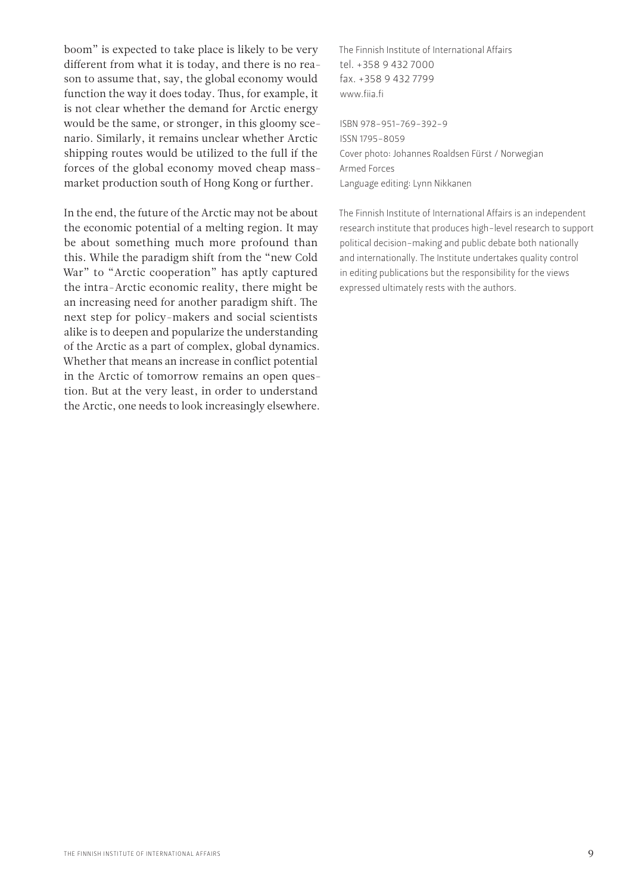boom" is expected to take place is likely to be very different from what it is today, and there is no reason to assume that, say, the global economy would function the way it does today. Thus, for example, it is not clear whether the demand for Arctic energy would be the same, or stronger, in this gloomy scenario. Similarly, it remains unclear whether Arctic shipping routes would be utilized to the full if the forces of the global economy moved cheap mass-market production south of Hong Kong or further.

In the end, the future of the Arctic may not be about the economic potential of a melting region. It may be about something much more profound than this. While the paradigm shift from the "new Cold War" to "Arctic cooperation" has aptly captured the intra-Arctic economic reality, there might be an increasing need for another paradigm shift. The next step for policy-makers and social scientists alike is to deepen and popularize the understanding of the Arctic as a part of complex, global dynamics. Whether that means an increase in conflict potential in the Arctic of tomorrow remains an open question. But at the very least, in order to understand the Arctic, one needs to look increasingly elsewhere.

The Finnish Institute of International Affairs
tel. +358 9 432 7000
fax. +358 9 432 7799
www.fiia.fi

ISBN 978-951-769-392-9
ISSN 1795-8059
Cover photo: Johannes Roaldsen Fürst / Norwegian Armed Forces
Language editing: Lynn Nikkanen

The Finnish Institute of International Affairs is an independent research institute that produces high-level research to support political decision-making and public debate both nationally and internationally. The Institute undertakes quality control in editing publications but the responsibility for the views expressed ultimately rests with the authors.